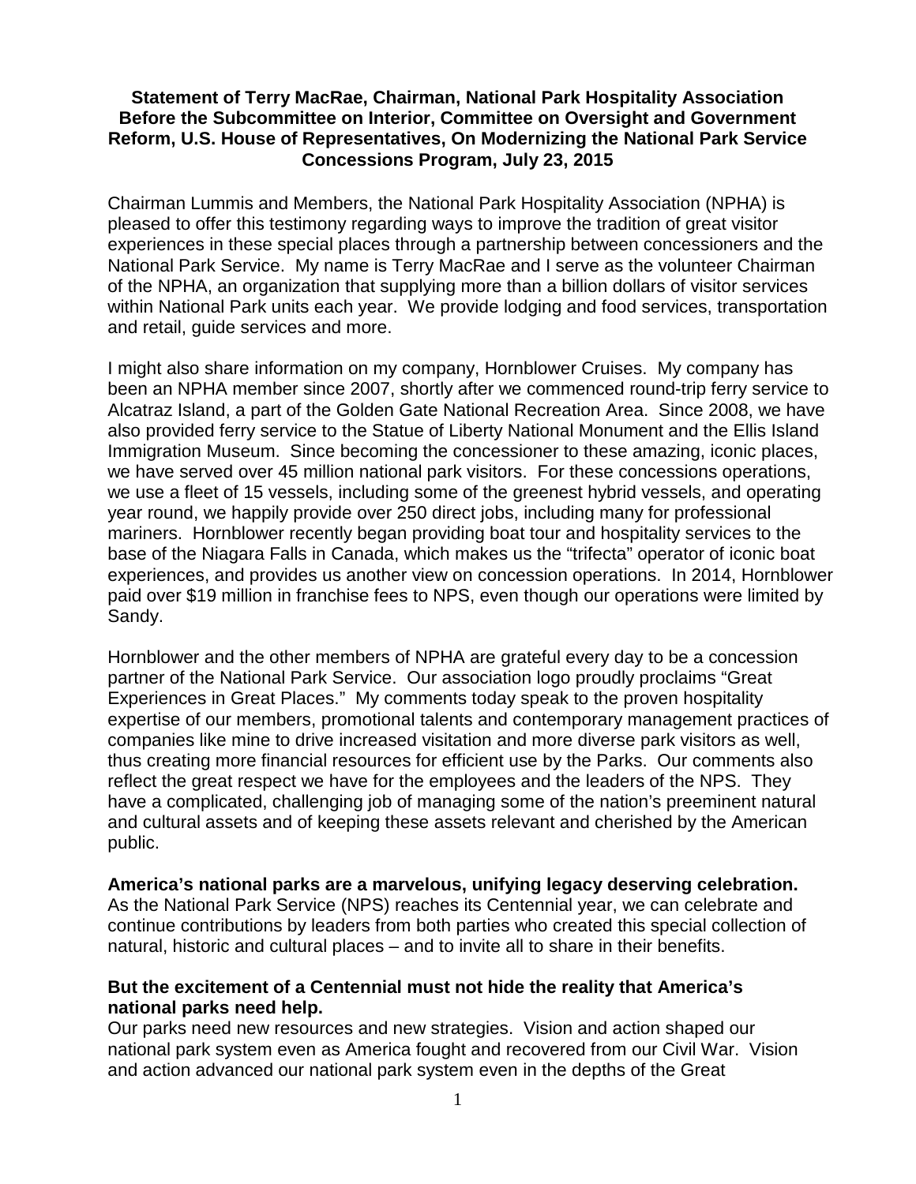**Statement of Terry MacRae, Chairman, National Park Hospitality Association Before the Subcommittee on Interior, Committee on Oversight and Government Reform, U.S. House of Representatives, On Modernizing the National Park Service Concessions Program, July 23, 2015**

Chairman Lummis and Members, the National Park Hospitality Association (NPHA) is pleased to offer this testimony regarding ways to improve the tradition of great visitor experiences in these special places through a partnership between concessioners and the National Park Service. My name is Terry MacRae and I serve as the volunteer Chairman of the NPHA, an organization that supplying more than a billion dollars of visitor services within National Park units each year. We provide lodging and food services, transportation and retail, guide services and more.

I might also share information on my company, Hornblower Cruises. My company has been an NPHA member since 2007, shortly after we commenced round-trip ferry service to Alcatraz Island, a part of the Golden Gate National Recreation Area. Since 2008, we have also provided ferry service to the Statue of Liberty National Monument and the Ellis Island Immigration Museum. Since becoming the concessioner to these amazing, iconic places, we have served over 45 million national park visitors. For these concessions operations, we use a fleet of 15 vessels, including some of the greenest hybrid vessels, and operating year round, we happily provide over 250 direct jobs, including many for professional mariners. Hornblower recently began providing boat tour and hospitality services to the base of the Niagara Falls in Canada, which makes us the "trifecta" operator of iconic boat experiences, and provides us another view on concession operations. In 2014, Hornblower paid over $19 million in franchise fees to NPS, even though our operations were limited by Sandy.

Hornblower and the other members of NPHA are grateful every day to be a concession partner of the National Park Service. Our association logo proudly proclaims "Great Experiences in Great Places." My comments today speak to the proven hospitality expertise of our members, promotional talents and contemporary management practices of companies like mine to drive increased visitation and more diverse park visitors as well, thus creating more financial resources for efficient use by the Parks. Our comments also reflect the great respect we have for the employees and the leaders of the NPS. They have a complicated, challenging job of managing some of the nation's preeminent natural and cultural assets and of keeping these assets relevant and cherished by the American public.

**America's national parks are a marvelous, unifying legacy deserving celebration.**
As the National Park Service (NPS) reaches its Centennial year, we can celebrate and continue contributions by leaders from both parties who created this special collection of natural, historic and cultural places – and to invite all to share in their benefits.

**But the excitement of a Centennial must not hide the reality that America's national parks need help.**
Our parks need new resources and new strategies. Vision and action shaped our national park system even as America fought and recovered from our Civil War. Vision and action advanced our national park system even in the depths of the Great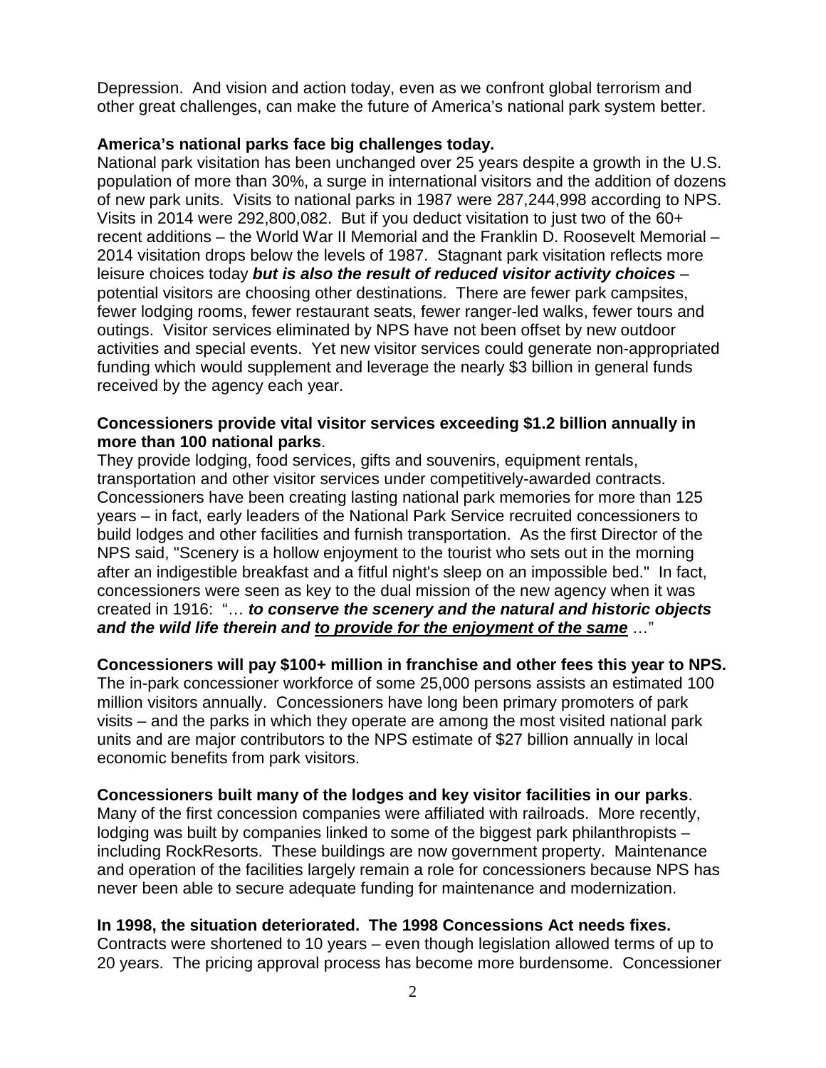Depression. And vision and action today, even as we confront global terrorism and other great challenges, can make the future of America's national park system better.

**America's national parks face big challenges today.**

National park visitation has been unchanged over 25 years despite a growth in the U.S. population of more than 30%, a surge in international visitors and the addition of dozens of new park units. Visits to national parks in 1987 were 287,244,998 according to NPS. Visits in 2014 were 292,800,082. But if you deduct visitation to just two of the 60+ recent additions – the World War II Memorial and the Franklin D. Roosevelt Memorial – 2014 visitation drops below the levels of 1987. Stagnant park visitation reflects more leisure choices today ***but is also the result of reduced visitor activity choices*** – potential visitors are choosing other destinations. There are fewer park campsites, fewer lodging rooms, fewer restaurant seats, fewer ranger-led walks, fewer tours and outings. Visitor services eliminated by NPS have not been offset by new outdoor activities and special events. Yet new visitor services could generate non-appropriated funding which would supplement and leverage the nearly $3 billion in general funds received by the agency each year.

**Concessioners provide vital visitor services exceeding $1.2 billion annually in more than 100 national parks**.

They provide lodging, food services, gifts and souvenirs, equipment rentals, transportation and other visitor services under competitively-awarded contracts. Concessioners have been creating lasting national park memories for more than 125 years – in fact, early leaders of the National Park Service recruited concessioners to build lodges and other facilities and furnish transportation. As the first Director of the NPS said, "Scenery is a hollow enjoyment to the tourist who sets out in the morning after an indigestible breakfast and a fitful night's sleep on an impossible bed." In fact, concessioners were seen as key to the dual mission of the new agency when it was created in 1916: "… ***to conserve the scenery and the natural and historic objects and the wild life therein and <u>to provide for the enjoyment of the same</u>*** …"

**Concessioners will pay $100+ million in franchise and other fees this year to NPS.**

The in-park concessioner workforce of some 25,000 persons assists an estimated 100 million visitors annually. Concessioners have long been primary promoters of park visits – and the parks in which they operate are among the most visited national park units and are major contributors to the NPS estimate of $27 billion annually in local economic benefits from park visitors.

**Concessioners built many of the lodges and key visitor facilities in our parks**.

Many of the first concession companies were affiliated with railroads. More recently, lodging was built by companies linked to some of the biggest park philanthropists – including RockResorts. These buildings are now government property. Maintenance and operation of the facilities largely remain a role for concessioners because NPS has never been able to secure adequate funding for maintenance and modernization.

**In 1998, the situation deteriorated. The 1998 Concessions Act needs fixes.**

Contracts were shortened to 10 years – even though legislation allowed terms of up to 20 years. The pricing approval process has become more burdensome. Concessioner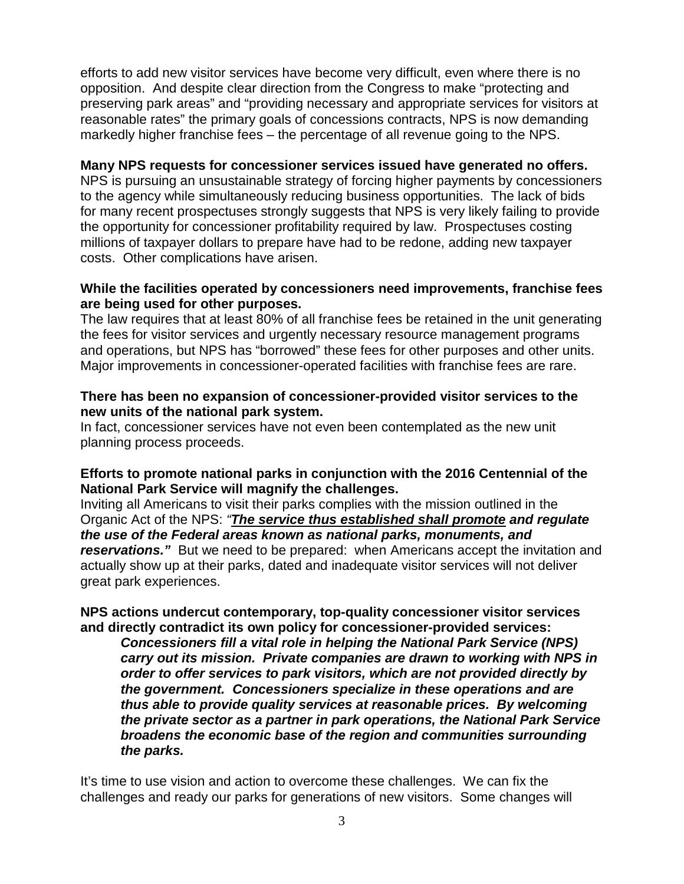efforts to add new visitor services have become very difficult, even where there is no opposition. And despite clear direction from the Congress to make "protecting and preserving park areas" and "providing necessary and appropriate services for visitors at reasonable rates" the primary goals of concessions contracts, NPS is now demanding markedly higher franchise fees – the percentage of all revenue going to the NPS.

**Many NPS requests for concessioner services issued have generated no offers.**
NPS is pursuing an unsustainable strategy of forcing higher payments by concessioners to the agency while simultaneously reducing business opportunities. The lack of bids for many recent prospectuses strongly suggests that NPS is very likely failing to provide the opportunity for concessioner profitability required by law. Prospectuses costing millions of taxpayer dollars to prepare have had to be redone, adding new taxpayer costs. Other complications have arisen.

**While the facilities operated by concessioners need improvements, franchise fees are being used for other purposes.**
The law requires that at least 80% of all franchise fees be retained in the unit generating the fees for visitor services and urgently necessary resource management programs and operations, but NPS has "borrowed" these fees for other purposes and other units. Major improvements in concessioner-operated facilities with franchise fees are rare.

**There has been no expansion of concessioner-provided visitor services to the new units of the national park system.**
In fact, concessioner services have not even been contemplated as the new unit planning process proceeds.

**Efforts to promote national parks in conjunction with the 2016 Centennial of the National Park Service will magnify the challenges.**
Inviting all Americans to visit their parks complies with the mission outlined in the Organic Act of the NPS: *"**<u>The service thus established shall promote</u> and regulate the use of the Federal areas known as national parks, monuments, and reservations."*** But we need to be prepared: when Americans accept the invitation and actually show up at their parks, dated and inadequate visitor services will not deliver great park experiences.

**NPS actions undercut contemporary, top-quality concessioner visitor services and directly contradict its own policy for concessioner-provided services:**

> ***Concessioners fill a vital role in helping the National Park Service (NPS) carry out its mission. Private companies are drawn to working with NPS in order to offer services to park visitors, which are not provided directly by the government. Concessioners specialize in these operations and are thus able to provide quality services at reasonable prices. By welcoming the private sector as a partner in park operations, the National Park Service broadens the economic base of the region and communities surrounding the parks.***

It's time to use vision and action to overcome these challenges. We can fix the challenges and ready our parks for generations of new visitors. Some changes will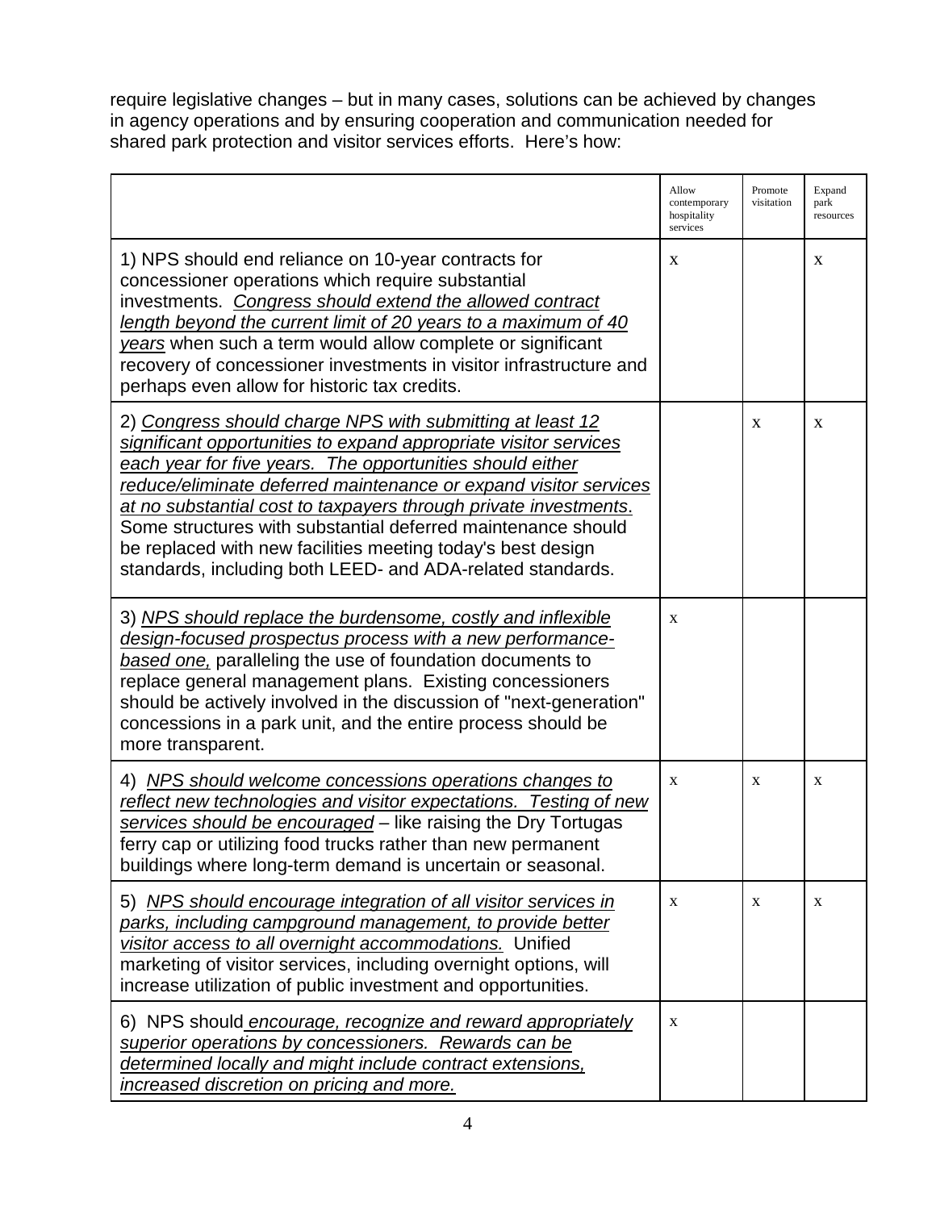require legislative changes – but in many cases, solutions can be achieved by changes in agency operations and by ensuring cooperation and communication needed for shared park protection and visitor services efforts. Here's how:

| | Allow contemporary hospitality services | Promote visitation | Expand park resources |
|---|---|---|---|
| 1) NPS should end reliance on 10-year contracts for concessioner operations which require substantial investments. *Congress should extend the allowed contract length beyond the current limit of 20 years to a maximum of 40 years* when such a term would allow complete or significant recovery of concessioner investments in visitor infrastructure and perhaps even allow for historic tax credits. | x | | x |
| 2) *Congress should charge NPS with submitting at least 12 significant opportunities to expand appropriate visitor services each year for five years. The opportunities should either reduce/eliminate deferred maintenance or expand visitor services at no substantial cost to taxpayers through private investments*. Some structures with substantial deferred maintenance should be replaced with new facilities meeting today's best design standards, including both LEED- and ADA-related standards. | | x | x |
| 3) *NPS should replace the burdensome, costly and inflexible design-focused prospectus process with a new performance-based one,* paralleling the use of foundation documents to replace general management plans. Existing concessioners should be actively involved in the discussion of "next-generation" concessions in a park unit, and the entire process should be more transparent. | x | | |
| 4) *NPS should welcome concessions operations changes to reflect new technologies and visitor expectations. Testing of new services should be encouraged* – like raising the Dry Tortugas ferry cap or utilizing food trucks rather than new permanent buildings where long-term demand is uncertain or seasonal. | x | x | x |
| 5) *NPS should encourage integration of all visitor services in parks, including campground management, to provide better visitor access to all overnight accommodations.* Unified marketing of visitor services, including overnight options, will increase utilization of public investment and opportunities. | x | x | x |
| 6) NPS should *encourage, recognize and reward appropriately superior operations by concessioners. Rewards can be determined locally and might include contract extensions, increased discretion on pricing and more.* | x | | |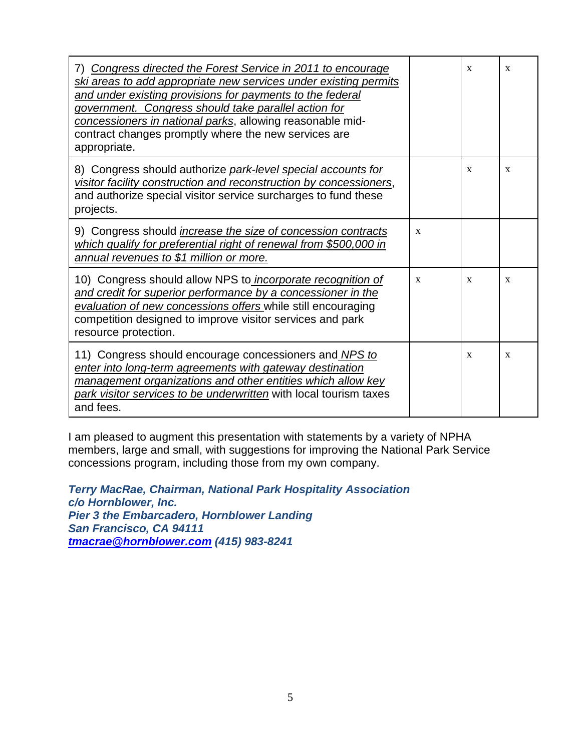| | | | |
|---|---|---|---|
| 7) *Congress directed the Forest Service in 2011 to encourage ski areas to add appropriate new services under existing permits and under existing provisions for payments to the federal government. Congress should take parallel action for concessioners in national parks*, allowing reasonable mid-contract changes promptly where the new services are appropriate. | | x | x |
| 8) Congress should authorize *park-level special accounts for visitor facility construction and reconstruction by concessioners*, and authorize special visitor service surcharges to fund these projects. | | x | x |
| 9) Congress should *increase the size of concession contracts which qualify for preferential right of renewal from $500,000 in annual revenues to $1 million or more.* | x | | |
| 10) Congress should allow NPS to *incorporate recognition of and credit for superior performance by a concessioner in the evaluation of new concessions offers* while still encouraging competition designed to improve visitor services and park resource protection. | x | x | x |
| 11) Congress should encourage concessioners and *NPS to enter into long-term agreements with gateway destination management organizations and other entities which allow key park visitor services to be underwritten* with local tourism taxes and fees. | | x | x |

I am pleased to augment this presentation with statements by a variety of NPHA members, large and small, with suggestions for improving the National Park Service concessions program, including those from my own company.

***Terry MacRae, Chairman, National Park Hospitality Association***
***c/o Hornblower, Inc.***
***Pier 3 the Embarcadero, Hornblower Landing***
***San Francisco, CA 94111***
***tmacrae@hornblower.com (415) 983-8241***